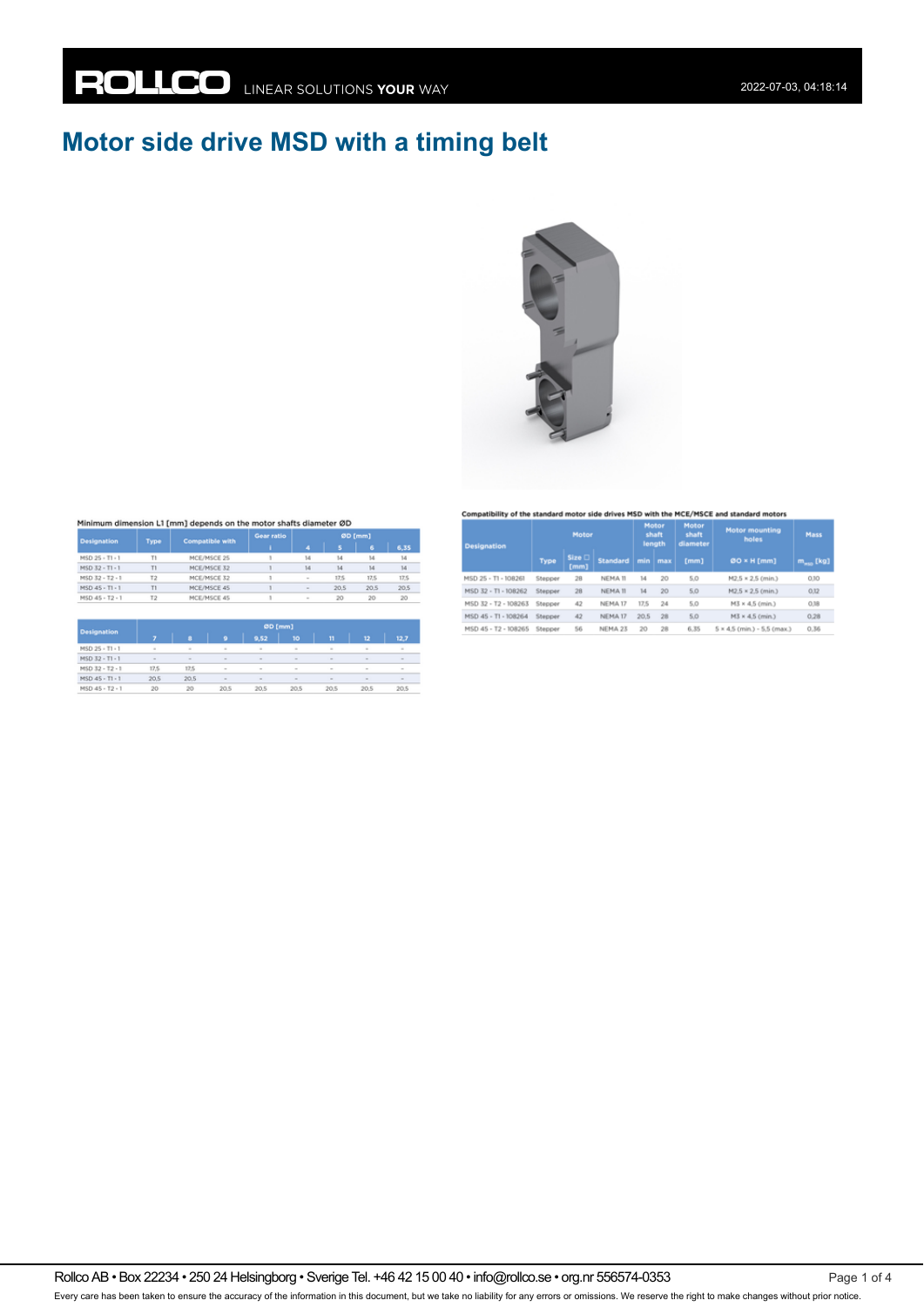# Motor side drive MSD with a timing belt

Minimum dimension L1 [mm] depends on the motor shafts diameter ØD

| Designation | Type | Compatible with | Gear ratio | ØD [mm] | | | |
|---|---|---|---|---|---|---|---|
| | | | i | 4 | 5 | 6 | 6,35 |
| MSD 25 - T1 - 1 | T1 | MCE/MSCE 25 | 1 | 14 | 14 | 14 | 14 |
| MSD 32 - T1 - 1 | T1 | MCE/MSCE 32 | 1 | 14 | 14 | 14 | 14 |
| MSD 32 - T2 - 1 | T2 | MCE/MSCE 32 | 1 | – | 17,5 | 17,5 | 17,5 |
| MSD 45 - T1 - 1 | T1 | MCE/MSCE 45 | 1 | – | 20,5 | 20,5 | 20,5 |
| MSD 45 - T2 - 1 | T2 | MCE/MSCE 45 | 1 | – | 20 | 20 | 20 |

| Designation | ØD [mm] | | | | | | | |
|---|---|---|---|---|---|---|---|---|
| | 7 | 8 | 9 | 9,52 | 10 | 11 | 12 | 12,7 |
| MSD 25 - T1 - 1 | – | – | – | – | – | – | – | – |
| MSD 32 - T1 - 1 | – | – | – | – | – | – | – | – |
| MSD 32 - T2 - 1 | 17,5 | 17,5 | – | – | – | – | – | – |
| MSD 45 - T1 - 1 | 20,5 | 20,5 | – | – | – | – | – | – |
| MSD 45 - T2 - 1 | 20 | 20 | 20,5 | 20,5 | 20,5 | 20,5 | 20,5 | 20,5 |

Compatibility of the standard motor side drives MSD with the MCE/MSCE and standard motors

| Designation | Motor | | | Motor shaft length | | Motor shaft diameter | Motor mounting holes | Mass |
|---|---|---|---|---|---|---|---|---|
| | Type | Size □ [mm] | Standard | min | max | [mm] | ØO × H [mm] | $m_{MSD}$ [kg] |
| MSD 25 - T1 - 108261 | Stepper | 28 | NEMA 11 | 14 | 20 | 5,0 | M2,5 × 2,5 (min.) | 0,10 |
| MSD 32 - T1 - 108262 | Stepper | 28 | NEMA 11 | 14 | 20 | 5,0 | M2,5 × 2,5 (min.) | 0,12 |
| MSD 32 - T2 - 108263 | Stepper | 42 | NEMA 17 | 17,5 | 24 | 5,0 | M3 × 4,5 (min.) | 0,18 |
| MSD 45 - T1 - 108264 | Stepper | 42 | NEMA 17 | 20,5 | 28 | 5,0 | M3 × 4,5 (min.) | 0,28 |
| MSD 45 - T2 - 108265 | Stepper | 56 | NEMA 23 | 20 | 28 | 6,35 | 5 × 4,5 (min.) - 5,5 (max.) | 0,36 |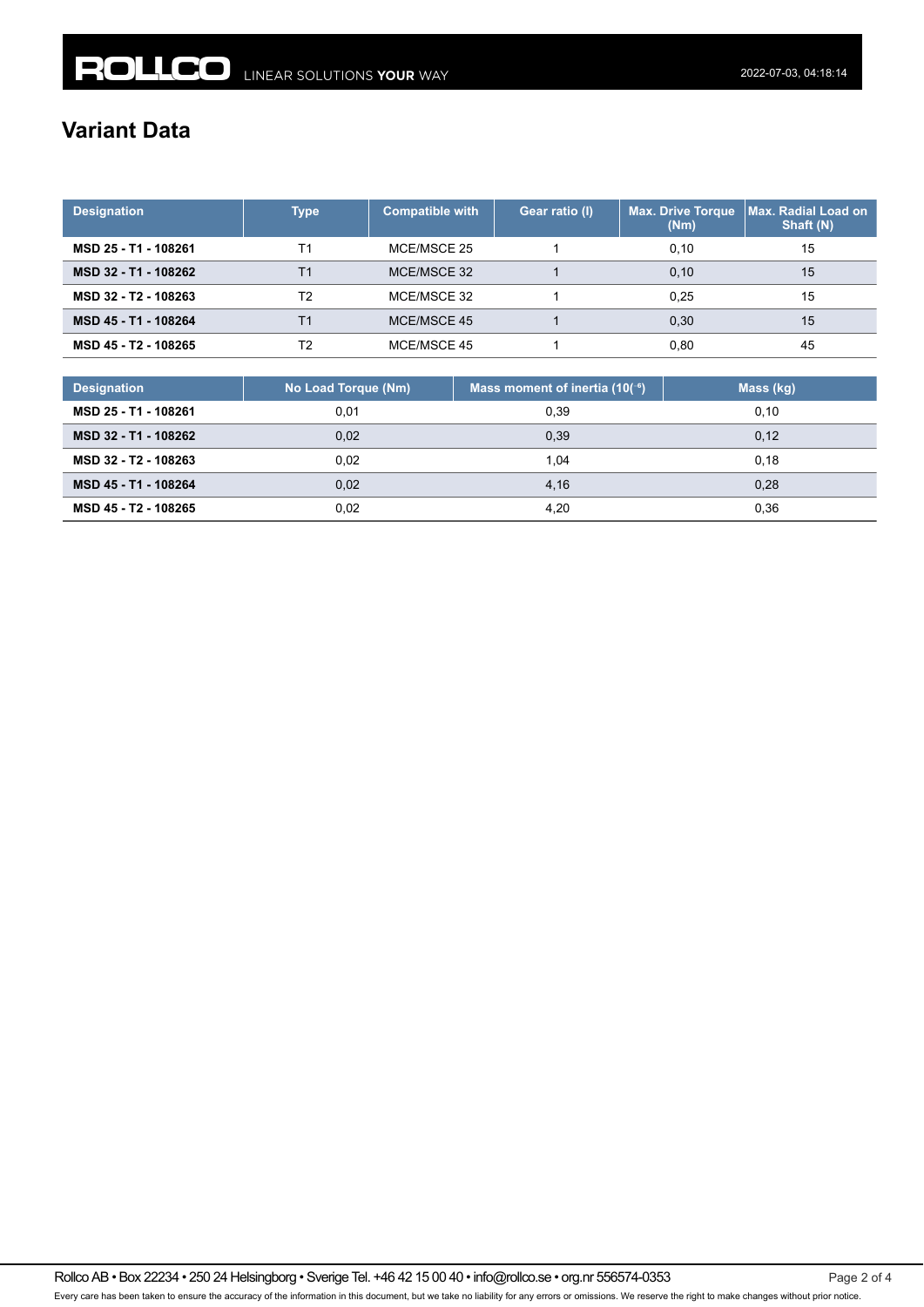# Variant Data

| Designation | Type | Compatible with | Gear ratio (I) | Max. Drive Torque (Nm) | Max. Radial Load on Shaft (N) |
|---|---|---|---|---|---|
| **MSD 25 - T1 - 108261** | T1 | MCE/MSCE 25 | 1 | 0,10 | 15 |
| **MSD 32 - T1 - 108262** | T1 | MCE/MSCE 32 | 1 | 0,10 | 15 |
| **MSD 32 - T2 - 108263** | T2 | MCE/MSCE 32 | 1 | 0,25 | 15 |
| **MSD 45 - T1 - 108264** | T1 | MCE/MSCE 45 | 1 | 0,30 | 15 |
| **MSD 45 - T2 - 108265** | T2 | MCE/MSCE 45 | 1 | 0,80 | 45 |

| Designation | No Load Torque (Nm) | Mass moment of inertia ($10^{-6}$) | Mass (kg) |
|---|---|---|---|
| **MSD 25 - T1 - 108261** | 0,01 | 0,39 | 0,10 |
| **MSD 32 - T1 - 108262** | 0,02 | 0,39 | 0,12 |
| **MSD 32 - T2 - 108263** | 0,02 | 1,04 | 0,18 |
| **MSD 45 - T1 - 108264** | 0,02 | 4,16 | 0,28 |
| **MSD 45 - T2 - 108265** | 0,02 | 4,20 | 0,36 |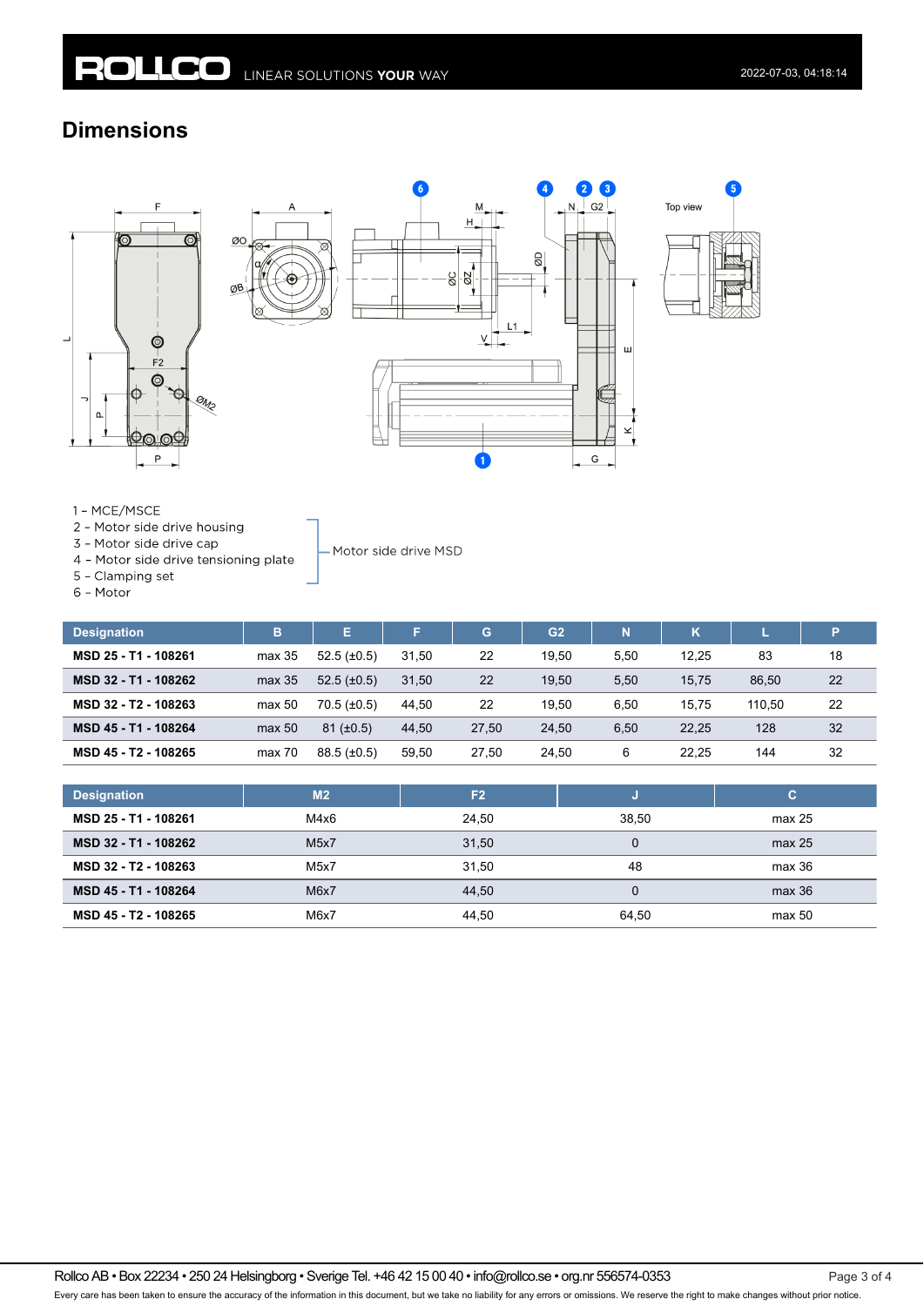## Dimensions

1 – MCE/MSCE
2 – Motor side drive housing
3 – Motor side drive cap
4 – Motor side drive tensioning plate
5 – Clamping set
6 – Motor

Items 2–5: Motor side drive MSD

| Designation | B | E | F | G | G2 | N | K | L | P |
|---|---|---|---|---|---|---|---|---|---|
| **MSD 25 - T1 - 108261** | max 35 | 52.5 (±0.5) | 31,50 | 22 | 19,50 | 5,50 | 12,25 | 83 | 18 |
| **MSD 32 - T1 - 108262** | max 35 | 52.5 (±0.5) | 31,50 | 22 | 19,50 | 5,50 | 15,75 | 86,50 | 22 |
| **MSD 32 - T2 - 108263** | max 50 | 70.5 (±0.5) | 44,50 | 22 | 19,50 | 6,50 | 15,75 | 110,50 | 22 |
| **MSD 45 - T1 - 108264** | max 50 | 81 (±0.5) | 44,50 | 27,50 | 24,50 | 6,50 | 22,25 | 128 | 32 |
| **MSD 45 - T2 - 108265** | max 70 | 88.5 (±0.5) | 59,50 | 27,50 | 24,50 | 6 | 22,25 | 144 | 32 |

| Designation | M2 | F2 | J | C |
|---|---|---|---|---|
| **MSD 25 - T1 - 108261** | M4x6 | 24,50 | 38,50 | max 25 |
| **MSD 32 - T1 - 108262** | M5x7 | 31,50 | 0 | max 25 |
| **MSD 32 - T2 - 108263** | M5x7 | 31,50 | 48 | max 36 |
| **MSD 45 - T1 - 108264** | M6x7 | 44,50 | 0 | max 36 |
| **MSD 45 - T2 - 108265** | M6x7 | 44,50 | 64,50 | max 50 |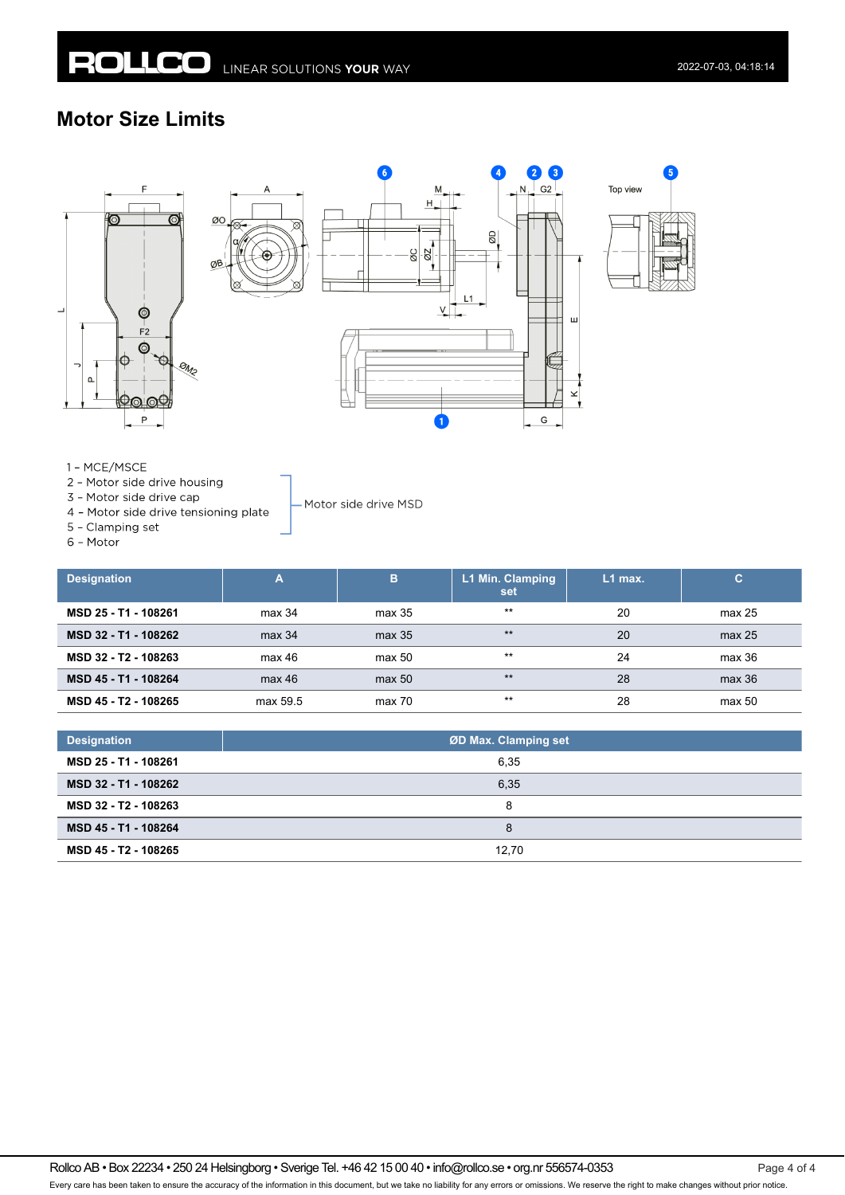## Motor Size Limits

1 – MCE/MSCE
2 – Motor side drive housing
3 – Motor side drive cap
4 – Motor side drive tensioning plate
5 – Clamping set
6 – Motor

Motor side drive MSD

| Designation | A | B | L1 Min. Clamping set | L1 max. | C |
|---|---|---|---|---|---|
| MSD 25 - T1 - 108261 | max 34 | max 35 | ** | 20 | max 25 |
| MSD 32 - T1 - 108262 | max 34 | max 35 | ** | 20 | max 25 |
| MSD 32 - T2 - 108263 | max 46 | max 50 | ** | 24 | max 36 |
| MSD 45 - T1 - 108264 | max 46 | max 50 | ** | 28 | max 36 |
| MSD 45 - T2 - 108265 | max 59.5 | max 70 | ** | 28 | max 50 |

| Designation | ØD Max. Clamping set |
|---|---|
| MSD 25 - T1 - 108261 | 6,35 |
| MSD 32 - T1 - 108262 | 6,35 |
| MSD 32 - T2 - 108263 | 8 |
| MSD 45 - T1 - 108264 | 8 |
| MSD 45 - T2 - 108265 | 12,70 |